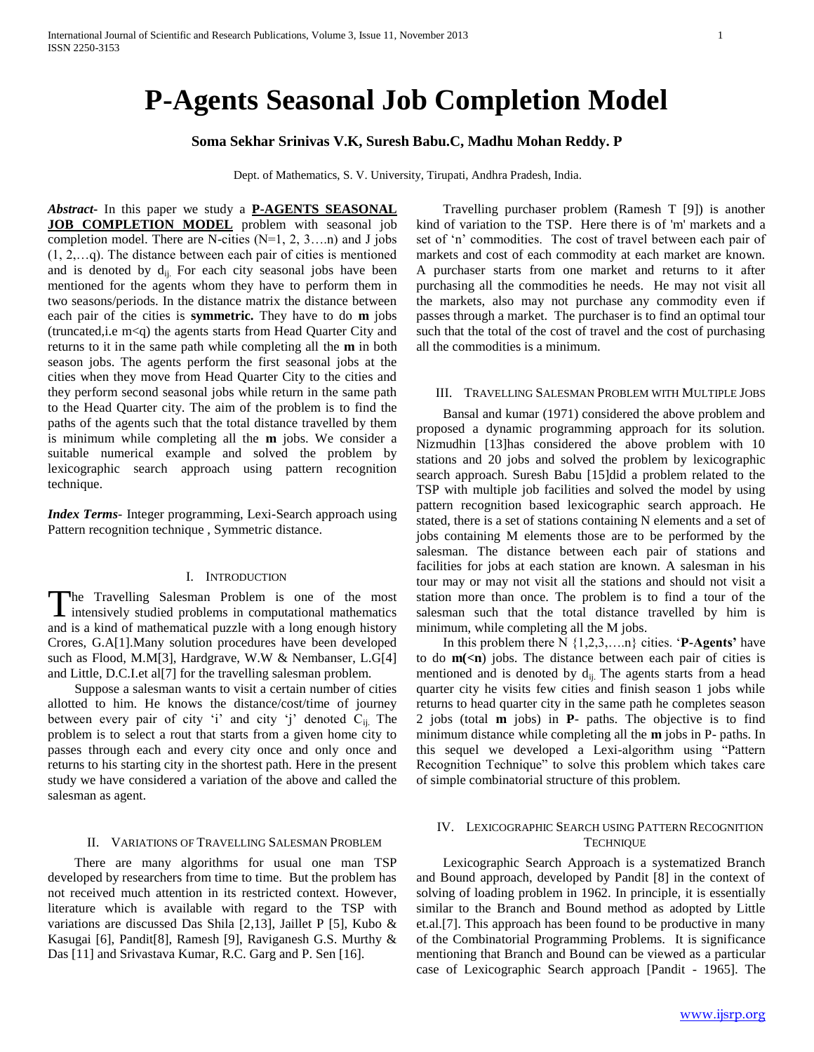# P-Agents Seasonal Job Completion Model

**Soma Sekhar Srinivas V.K, Suresh Babu.C, Madhu Mohan Reddy. P**

Dept. of Mathematics, S. V. University, Tirupati, Andhra Pradesh, India.

***Abstract***- In this paper we study a **P-AGENTS SEASONAL JOB COMPLETION MODEL** problem with seasonal job completion model. There are N-cities (N=1, 2, 3….n) and J jobs (1, 2,…q). The distance between each pair of cities is mentioned and is denoted by $d_{ij}$. For each city seasonal jobs have been mentioned for the agents whom they have to perform them in two seasons/periods. In the distance matrix the distance between each pair of the cities is **symmetric.** They have to do **m** jobs (truncated,i.e m<q) the agents starts from Head Quarter City and returns to it in the same path while completing all the **m** in both season jobs. The agents perform the first seasonal jobs at the cities when they move from Head Quarter City to the cities and they perform second seasonal jobs while return in the same path to the Head Quarter city. The aim of the problem is to find the paths of the agents such that the total distance travelled by them is minimum while completing all the **m** jobs. We consider a suitable numerical example and solved the problem by lexicographic search approach using pattern recognition technique.

***Index Terms***- Integer programming, Lexi-Search approach using Pattern recognition technique , Symmetric distance.

## I. Introduction

The Travelling Salesman Problem is one of the most intensively studied problems in computational mathematics and is a kind of mathematical puzzle with a long enough history Crores, G.A[1].Many solution procedures have been developed such as Flood, M.M[3], Hardgrave, W.W & Nembanser, L.G[4] and Little, D.C.I.et al[7] for the travelling salesman problem.

Suppose a salesman wants to visit a certain number of cities allotted to him. He knows the distance/cost/time of journey between every pair of city 'i' and city 'j' denoted $C_{ij}$. The problem is to select a rout that starts from a given home city to passes through each and every city once and only once and returns to his starting city in the shortest path. Here in the present study we have considered a variation of the above and called the salesman as agent.

## II. Variations of Travelling Salesman Problem

There are many algorithms for usual one man TSP developed by researchers from time to time. But the problem has not received much attention in its restricted context. However, literature which is available with regard to the TSP with variations are discussed Das Shila [2,13], Jaillet P [5], Kubo & Kasugai [6], Pandit[8], Ramesh [9], Raviganesh G.S. Murthy & Das [11] and Srivastava Kumar, R.C. Garg and P. Sen [16].

Travelling purchaser problem (Ramesh T [9]) is another kind of variation to the TSP. Here there is of 'm' markets and a set of 'n' commodities. The cost of travel between each pair of markets and cost of each commodity at each market are known. A purchaser starts from one market and returns to it after purchasing all the commodities he needs. He may not visit all the markets, also may not purchase any commodity even if passes through a market. The purchaser is to find an optimal tour such that the total of the cost of travel and the cost of purchasing all the commodities is a minimum.

## III. Travelling Salesman Problem with Multiple Jobs

Bansal and kumar (1971) considered the above problem and proposed a dynamic programming approach for its solution. Nizmudhin [13]has considered the above problem with 10 stations and 20 jobs and solved the problem by lexicographic search approach. Suresh Babu [15]did a problem related to the TSP with multiple job facilities and solved the model by using pattern recognition based lexicographic search approach. He stated, there is a set of stations containing N elements and a set of jobs containing M elements those are to be performed by the salesman. The distance between each pair of stations and facilities for jobs at each station are known. A salesman in his tour may or may not visit all the stations and should not visit a station more than once. The problem is to find a tour of the salesman such that the total distance travelled by him is minimum, while completing all the M jobs.

In this problem there N {1,2,3,….n} cities. '**P-Agents'** have to do **m(<n**) jobs. The distance between each pair of cities is mentioned and is denoted by $d_{ij}$. The agents starts from a head quarter city he visits few cities and finish season 1 jobs while returns to head quarter city in the same path he completes season 2 jobs (total **m** jobs) in **P**- paths. The objective is to find minimum distance while completing all the **m** jobs in P- paths. In this sequel we developed a Lexi-algorithm using "Pattern Recognition Technique" to solve this problem which takes care of simple combinatorial structure of this problem.

## IV. Lexicographic Search using Pattern Recognition Technique

Lexicographic Search Approach is a systematized Branch and Bound approach, developed by Pandit [8] in the context of solving of loading problem in 1962. In principle, it is essentially similar to the Branch and Bound method as adopted by Little et.al.[7]. This approach has been found to be productive in many of the Combinatorial Programming Problems. It is significance mentioning that Branch and Bound can be viewed as a particular case of Lexicographic Search approach [Pandit - 1965]. The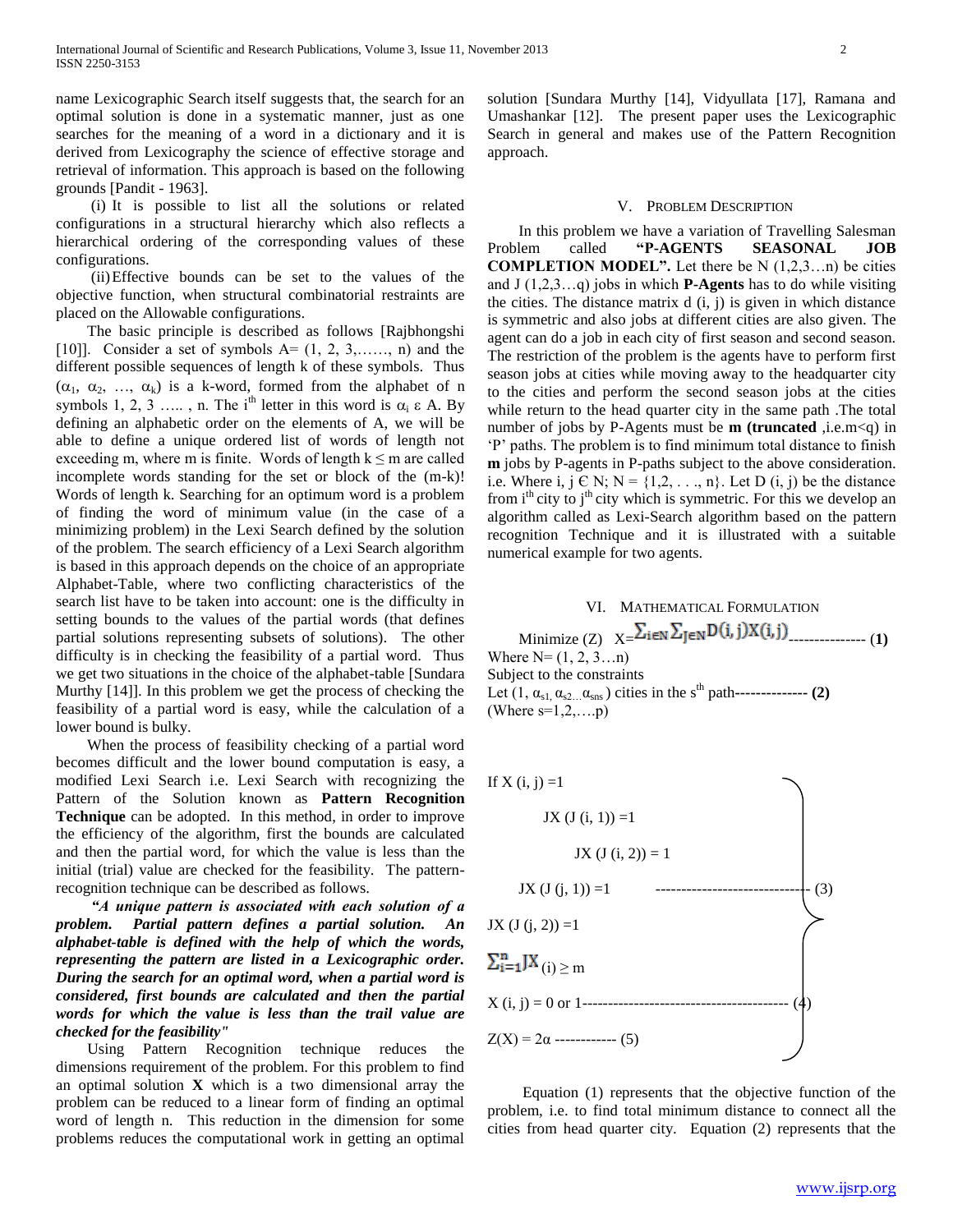name Lexicographic Search itself suggests that, the search for an optimal solution is done in a systematic manner, just as one searches for the meaning of a word in a dictionary and it is derived from Lexicography the science of effective storage and retrieval of information. This approach is based on the following grounds [Pandit - 1963].

(i) It is possible to list all the solutions or related configurations in a structural hierarchy which also reflects a hierarchical ordering of the corresponding values of these configurations.

(ii) Effective bounds can be set to the values of the objective function, when structural combinatorial restraints are placed on the Allowable configurations.

The basic principle is described as follows [Rajbhongshi [10]]. Consider a set of symbols A= (1, 2, 3,……, n) and the different possible sequences of length k of these symbols. Thus ($\alpha_1$, $\alpha_2$, …, $\alpha_k$) is a k-word, formed from the alphabet of n symbols 1, 2, 3 ….. , n. The $i^{th}$ letter in this word is $\alpha_i \varepsilon A$. By defining an alphabetic order on the elements of A, we will be able to define a unique ordered list of words of length not exceeding m, where m is finite. Words of length $k \leq m$ are called incomplete words standing for the set or block of the (m-k)! Words of length k. Searching for an optimum word is a problem of finding the word of minimum value (in the case of a minimizing problem) in the Lexi Search defined by the solution of the problem. The search efficiency of a Lexi Search algorithm is based in this approach depends on the choice of an appropriate Alphabet-Table, where two conflicting characteristics of the search list have to be taken into account: one is the difficulty in setting bounds to the values of the partial words (that defines partial solutions representing subsets of solutions). The other difficulty is in checking the feasibility of a partial word. Thus we get two situations in the choice of the alphabet-table [Sundara Murthy [14]]. In this problem we get the process of checking the feasibility of a partial word is easy, while the calculation of a lower bound is bulky.

When the process of feasibility checking of a partial word becomes difficult and the lower bound computation is easy, a modified Lexi Search i.e. Lexi Search with recognizing the Pattern of the Solution known as **Pattern Recognition Technique** can be adopted. In this method, in order to improve the efficiency of the algorithm, first the bounds are calculated and then the partial word, for which the value is less than the initial (trial) value are checked for the feasibility. The pattern-recognition technique can be described as follows.

***"A unique pattern is associated with each solution of a problem. Partial pattern defines a partial solution. An alphabet-table is defined with the help of which the words, representing the pattern are listed in a Lexicographic order. During the search for an optimal word, when a partial word is considered, first bounds are calculated and then the partial words for which the value is less than the trail value are checked for the feasibility"***

Using Pattern Recognition technique reduces the dimensions requirement of the problem. For this problem to find an optimal solution **X** which is a two dimensional array the problem can be reduced to a linear form of finding an optimal word of length n. This reduction in the dimension for some problems reduces the computational work in getting an optimal solution [Sundara Murthy [14], Vidyullata [17], Ramana and Umashankar [12]. The present paper uses the Lexicographic Search in general and makes use of the Pattern Recognition approach.

## V. Problem Description

In this problem we have a variation of Travelling Salesman Problem called **"P-AGENTS SEASONAL JOB COMPLETION MODEL".** Let there be N (1,2,3…n) be cities and J (1,2,3…q) jobs in which **P-Agents** has to do while visiting the cities. The distance matrix d (i, j) is given in which distance is symmetric and also jobs at different cities are also given. The agent can do a job in each city of first season and second season. The restriction of the problem is the agents have to perform first season jobs at cities while moving away to the headquarter city to the cities and perform the second season jobs at the cities while return to the head quarter city in the same path .The total number of jobs by P-Agents must be **m (truncated** ,i.e.m<q) in 'P' paths. The problem is to find minimum total distance to finish **m** jobs by P-agents in P-paths subject to the above consideration. i.e. Where i, j Є N; N = {1,2, . . ., n}. Let D (i, j) be the distance from $i^{th}$ city to $j^{th}$ city which is symmetric. For this we develop an algorithm called as Lexi-Search algorithm based on the pattern recognition Technique and it is illustrated with a suitable numerical example for two agents.

## VI. Mathematical Formulation

Minimize (Z) $X = \sum_{i \in N} \sum_{j \in N} D(i,j) X(i,j)$ -------------- **(1)**

Where N= (1, 2, 3…n)

Subject to the constraints

Let (1, $\alpha_{s1,}$ $\alpha_{s2\ldots}\alpha_{sns}$) cities in the $s^{th}$ path-------------- **(2)**

(Where s=1,2,….p)

If X (i, j) =1

JX (J (i, 1)) =1

JX (J (i, 2)) = 1

JX (J (j, 1)) =1 ----------------------------- (3)

JX (J (j, 2)) =1

$\sum_{i=1}^{n} JX(i) \geq m$

X (i, j) = 0 or 1--------------------------------------- (4)

Z(X) = 2α ------------ (5)

Equation (1) represents that the objective function of the problem, i.e. to find total minimum distance to connect all the cities from head quarter city. Equation (2) represents that the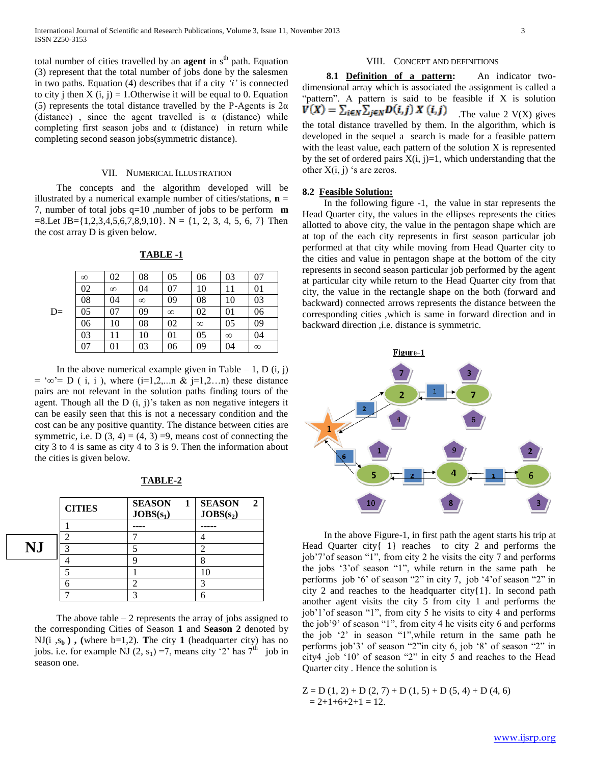total number of cities travelled by an **agent** in $s^{th}$ path. Equation (3) represent that the total number of jobs done by the salesmen in two paths. Equation (4) describes that if a city *'i'* is connected to city j then X (i, j) = 1.Otherwise it will be equal to 0. Equation (5) represents the total distance travelled by the P-Agents is $2\alpha$ (distance) , since the agent travelled is $\alpha$ (distance) while completing first season jobs and $\alpha$ (distance) in return while completing second season jobs(symmetric distance).

## VII. Numerical Illustration

The concepts and the algorithm developed will be illustrated by a numerical example number of cities/stations, **n** = 7, number of total jobs q=10 ,number of jobs to be perform **m** =8.Let JB={1,2,3,4,5,6,7,8,9,10}. N = {1, 2, 3, 4, 5, 6, 7} Then the cost array D is given below.

**TABLE -1**

D=

| | | | | | | |
|---|---|---|---|---|---|---|
| ∞ | 02 | 08 | 05 | 06 | 03 | 07 |
| 02 | ∞ | 04 | 07 | 10 | 11 | 01 |
| 08 | 04 | ∞ | 09 | 08 | 10 | 03 |
| 05 | 07 | 09 | ∞ | 02 | 01 | 06 |
| 06 | 10 | 08 | 02 | ∞ | 05 | 09 |
| 03 | 11 | 10 | 01 | 05 | ∞ | 04 |
| 07 | 01 | 03 | 06 | 09 | 04 | ∞ |

In the above numerical example given in Table – 1, D (i, j) = '∞'= D ( i, i ), where (i=1,2,...n & j=1,2…n) these distance pairs are not relevant in the solution paths finding tours of the agent. Though all the D (i, j)'s taken as non negative integers it can be easily seen that this is not a necessary condition and the cost can be any positive quantity. The distance between cities are symmetric, i.e. D (3, 4) = (4, 3) =9, means cost of connecting the city 3 to 4 is same as city 4 to 3 is 9. Then the information about the cities is given below.

**TABLE-2**

NJ

| **CITIES** | **SEASON 1 JOBS($s_1$)** | **SEASON 2 JOBS($s_2$)** |
|---|---|---|
| 1 | ---- | ----- |
| 2 | 7 | 4 |
| 3 | 5 | 2 |
| 4 | 9 | 8 |
| 5 | 1 | 10 |
| 6 | 2 | 3 |
| 7 | 3 | 6 |

The above table – 2 represents the array of jobs assigned to the corresponding Cities of Season **1** and **Season 2** denoted by NJ(i ,$s_b$) , (where b=1,2). **T**he city **1** (headquarter city) has no jobs. i.e. for example NJ (2, $s_1$) =7, means city '2' has $7^{th}$ job in season one.

## VIII. Concept and Definitions

**8.1 Definition of a pattern:** An indicator two-dimensional array which is associated the assignment is called a "pattern". A pattern is said to be feasible if X is solution $V(X) = \sum_{i \in N} \sum_{j \in N} D(i,j)\, X\,(i,j)$ .The value 2 V(X) gives the total distance travelled by them. In the algorithm, which is developed in the sequel a search is made for a feasible pattern with the least value, each pattern of the solution X is represented by the set of ordered pairs X(i, j)=1, which understanding that the other X(i, j) 's are zeros.

**8.2 Feasible Solution:**

In the following figure -1, the value in star represents the Head Quarter city, the values in the ellipses represents the cities allotted to above city, the value in the pentagon shape which are at top of the each city represents in first season particular job performed at that city while moving from Head Quarter city to the cities and value in pentagon shape at the bottom of the city represents in second season particular job performed by the agent at particular city while return to the Head Quarter city from that city, the value in the rectangle shape on the both (forward and backward) connected arrows represents the distance between the corresponding cities ,which is same in forward direction and in backward direction ,i.e. distance is symmetric.

**Figure-1**

In the above Figure-1, in first path the agent starts his trip at Head Quarter city{ 1} reaches to city 2 and performs the job'7'of season "1", from city 2 he visits the city 7 and performs the jobs '3'of season "1", while return in the same path he performs job '6' of season "2" in city 7, job '4'of season "2" in city 2 and reaches to the headquarter city{1}. In second path another agent visits the city 5 from city 1 and performs the job'1'of season "1", from city 5 he visits to city 4 and performs the job'9' of season "1", from city 4 he visits city 6 and performs the job '2' in season "1",while return in the same path he performs job'3' of season "2"in city 6, job '8' of season "2" in city4 ,job '10' of season "2" in city 5 and reaches to the Head Quarter city . Hence the solution is

Z = D (1, 2) + D (2, 7) + D (1, 5) + D (5, 4) + D (4, 6)
= 2+1+6+2+1 = 12.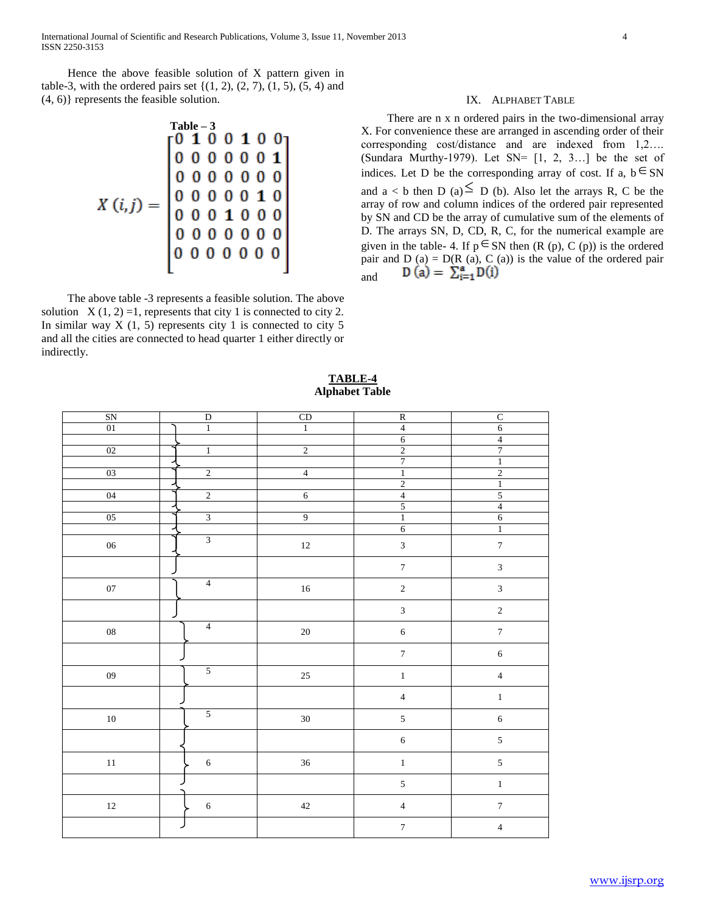Hence the above feasible solution of X pattern given in table-3, with the ordered pairs set {(1, 2), (2, 7), (1, 5), (5, 4) and (4, 6)} represents the feasible solution.

**Table – 3**

$$X(i,j) = \begin{bmatrix} 0 & 1 & 0 & 0 & 1 & 0 & 0 \\ 0 & 0 & 0 & 0 & 0 & 0 & 1 \\ 0 & 0 & 0 & 0 & 0 & 0 & 0 \\ 0 & 0 & 0 & 0 & 0 & 1 & 0 \\ 0 & 0 & 0 & 1 & 0 & 0 & 0 \\ 0 & 0 & 0 & 0 & 0 & 0 & 0 \\ 0 & 0 & 0 & 0 & 0 & 0 & 0 \end{bmatrix}$$

The above table -3 represents a feasible solution. The above solution X (1, 2) =1, represents that city 1 is connected to city 2. In similar way X (1, 5) represents city 1 is connected to city 5 and all the cities are connected to head quarter 1 either directly or indirectly.

## IX. Alphabet Table

There are n x n ordered pairs in the two-dimensional array X. For convenience these are arranged in ascending order of their corresponding cost/distance and are indexed from 1,2…. (Sundara Murthy-1979). Let SN= [1, 2, 3…] be the set of indices. Let D be the corresponding array of cost. If a, b $\in$ SN and a < b then D (a) $\leq$ D (b). Also let the arrays R, C be the array of row and column indices of the ordered pair represented by SN and CD be the array of cumulative sum of the elements of D. The arrays SN, D, CD, R, C, for the numerical example are given in the table- 4. If p $\in$ SN then (R (p), C (p)) is the ordered pair and D (a) = D(R (a), C (a)) is the value of the ordered pair and $D(a) = \sum_{i=1}^{a} D(i)$

**TABLE-4**
**Alphabet Table**

| SN | D | CD | R | C |
|---|---|---|---|---|
| 01 | 1 | 1 | 4 | 6 |
| | | | 6 | 4 |
| 02 | 1 | 2 | 2 | 7 |
| | | | 7 | 1 |
| 03 | 2 | 4 | 1 | 2 |
| | | | 2 | 1 |
| 04 | 2 | 6 | 4 | 5 |
| | | | 5 | 4 |
| 05 | 3 | 9 | 1 | 6 |
| | | | 6 | 1 |
| 06 | 3 | 12 | 3 | 7 |
| | | | 7 | 3 |
| 07 | 4 | 16 | 2 | 3 |
| | | | 3 | 2 |
| 08 | 4 | 20 | 6 | 7 |
| | | | 7 | 6 |
| 09 | 5 | 25 | 1 | 4 |
| | | | 4 | 1 |
| 10 | 5 | 30 | 5 | 6 |
| | | | 6 | 5 |
| 11 | 6 | 36 | 1 | 5 |
| | | | 5 | 1 |
| 12 | 6 | 42 | 4 | 7 |
| | | | 7 | 4 |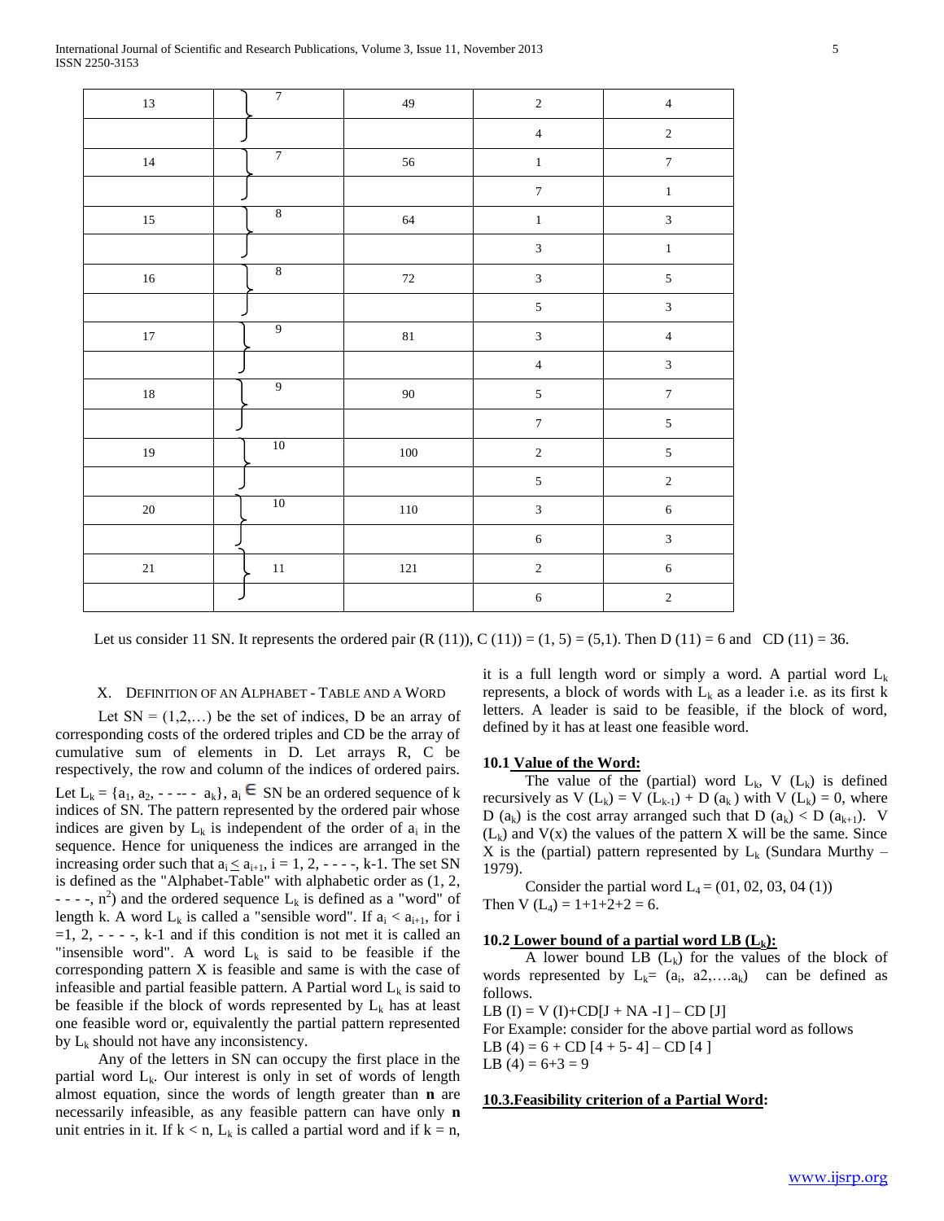| 13 | 7 | 49 | 2 | 4 |
|---|---|---|---|---|
| | | | 4 | 2 |
| 14 | 7 | 56 | 1 | 7 |
| | | | 7 | 1 |
| 15 | 8 | 64 | 1 | 3 |
| | | | 3 | 1 |
| 16 | 8 | 72 | 3 | 5 |
| | | | 5 | 3 |
| 17 | 9 | 81 | 3 | 4 |
| | | | 4 | 3 |
| 18 | 9 | 90 | 5 | 7 |
| | | | 7 | 5 |
| 19 | 10 | 100 | 2 | 5 |
| | | | 5 | 2 |
| 20 | 10 | 110 | 3 | 6 |
| | | | 6 | 3 |
| 21 | 11 | 121 | 2 | 6 |
| | | | 6 | 2 |

Let us consider 11 SN. It represents the ordered pair (R (11)), C (11)) = (1, 5) = (5,1). Then D (11) = 6 and CD (11) = 36.

## X. DEFINITION OF AN ALPHABET - TABLE AND A WORD

Let SN = (1,2,…) be the set of indices, D be an array of corresponding costs of the ordered triples and CD be the array of cumulative sum of elements in D. Let arrays R, C be respectively, the row and column of the indices of ordered pairs. Let $L_k = \{a_1, a_2, \text{- - -- -}\ a_k\}$, $a_i \in$ SN be an ordered sequence of k indices of SN. The pattern represented by the ordered pair whose indices are given by $L_k$ is independent of the order of $a_i$ in the sequence. Hence for uniqueness the indices are arranged in the increasing order such that $a_i \leq a_{i+1}$, i = 1, 2, - - - -, k-1. The set SN is defined as the "Alphabet-Table" with alphabetic order as (1, 2, - - - -, $n^2$) and the ordered sequence $L_k$ is defined as a "word" of length k. A word $L_k$ is called a "sensible word". If $a_i < a_{i+1}$, for i =1, 2, - - - -, k-1 and if this condition is not met it is called an "insensible word". A word $L_k$ is said to be feasible if the corresponding pattern X is feasible and same is with the case of infeasible and partial feasible pattern. A Partial word $L_k$ is said to be feasible if the block of words represented by $L_k$ has at least one feasible word or, equivalently the partial pattern represented by $L_k$ should not have any inconsistency.

Any of the letters in SN can occupy the first place in the partial word $L_k$. Our interest is only in set of words of length almost equation, since the words of length greater than **n** are necessarily infeasible, as any feasible pattern can have only **n** unit entries in it. If k < n, $L_k$ is called a partial word and if k = n, it is a full length word or simply a word. A partial word $L_k$ represents, a block of words with $L_k$ as a leader i.e. as its first k letters. A leader is said to be feasible, if the block of word, defined by it has at least one feasible word.

### 10.1 Value of the Word:

The value of the (partial) word $L_k$, V ($L_k$) is defined recursively as V ($L_k$) = V ($L_{k-1}$) + D ($a_k$) with V ($L_k$) = 0, where D ($a_k$) is the cost array arranged such that D ($a_k$) < D ($a_{k+1}$). V ($L_k$) and V(x) the values of the pattern X will be the same. Since X is the (partial) pattern represented by $L_k$ (Sundara Murthy – 1979).

Consider the partial word $L_4$ = (01, 02, 03, 04 (1))
Then V ($L_4$) = 1+1+2+2 = 6.

### 10.2 Lower bound of a partial word LB ($L_k$):

A lower bound LB ($L_k$) for the values of the block of words represented by $L_k$= ($a_i$, a2,….$a_k$) can be defined as follows.

LB (I) = V (I)+CD[J + NA -I ] – CD [J]
For Example: consider for the above partial word as follows
LB (4) = 6 + CD [4 + 5- 4] – CD [4 ]
LB (4) = 6+3 = 9

### 10.3.Feasibility criterion of a Partial Word: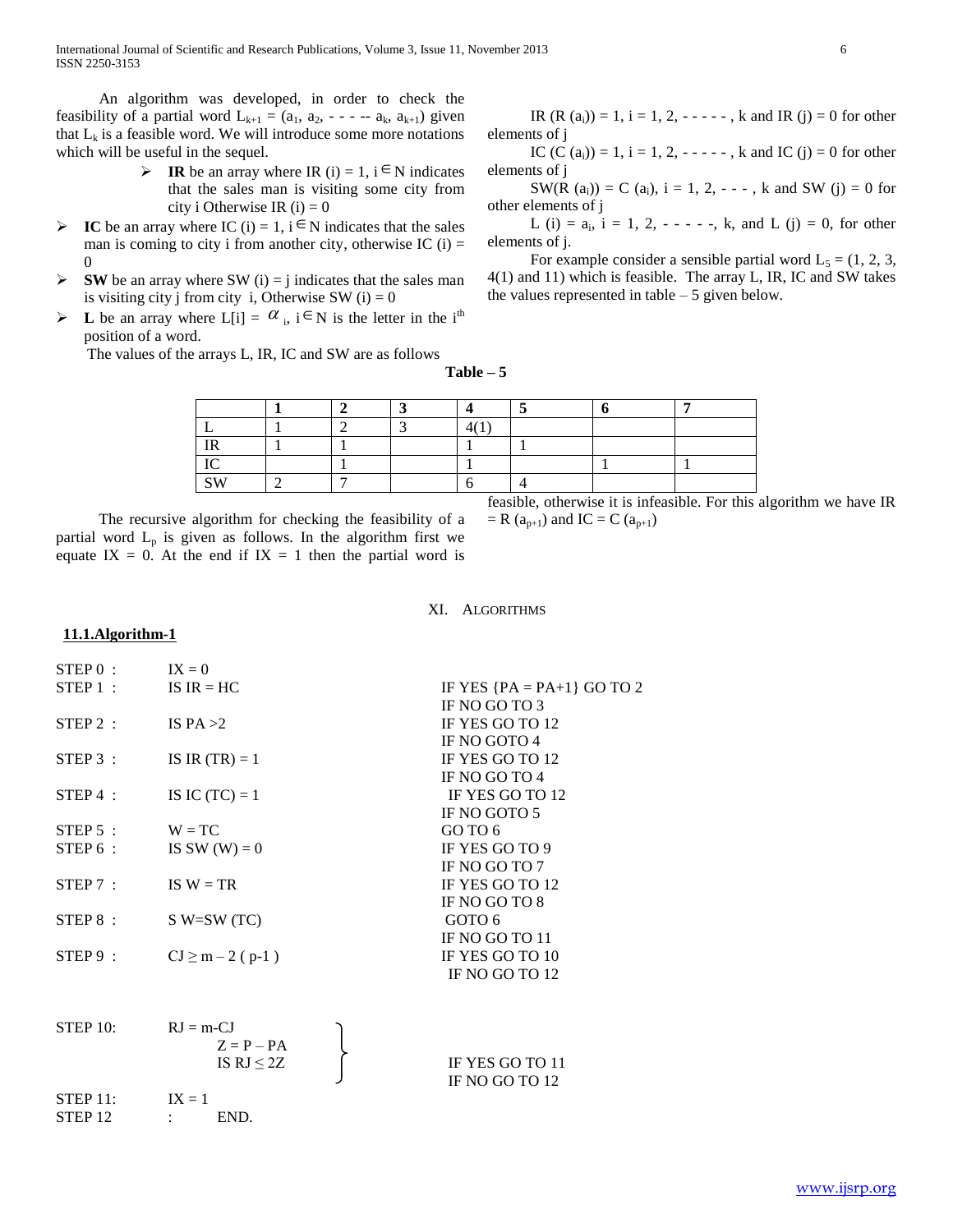An algorithm was developed, in order to check the feasibility of a partial word $L_{k+1} = (a_1, a_2, \text{- - - --} a_k, a_{k+1})$ given that $L_k$ is a feasible word. We will introduce some more notations which will be useful in the sequel.

- **IR** be an array where IR (i) = 1, $i \in N$ indicates that the sales man is visiting some city from city i Otherwise IR (i) = 0
- **IC** be an array where IC (i) = 1, $i \in N$ indicates that the sales man is coming to city i from another city, otherwise IC (i) = 0
- **SW** be an array where SW (i) = j indicates that the sales man is visiting city j from city i, Otherwise SW (i) = 0
- **L** be an array where $L[i] = \alpha_i$, $i \in N$ is the letter in the $i^{th}$ position of a word.

The values of the arrays L, IR, IC and SW are as follows

IR (R $(a_i)$) = 1, i = 1, 2, - - - - - , k and IR (j) = 0 for other elements of j

IC (C $(a_i)$) = 1, i = 1, 2, - - - - - , k and IC (j) = 0 for other elements of j

SW(R $(a_i)$) = C $(a_i)$, i = 1, 2, - - - , k and SW (j) = 0 for other elements of j

L (i) = $a_i$, i = 1, 2, - - - - -, k, and L (j) = 0, for other elements of j.

For example consider a sensible partial word $L_5$ = (1, 2, 3, 4(1) and 11) which is feasible. The array L, IR, IC and SW takes the values represented in table – 5 given below.

**Table – 5**

| | 1 | 2 | 3 | 4 | 5 | 6 | 7 |
|---|---|---|---|---|---|---|---|
| L | 1 | 2 | 3 | 4(1) | | | |
| IR | 1 | 1 | | 1 | 1 | | |
| IC | | 1 | | 1 | | 1 | 1 |
| SW | 2 | 7 | | 6 | 4 | | |

The recursive algorithm for checking the feasibility of a partial word $L_p$ is given as follows. In the algorithm first we equate IX = 0. At the end if IX = 1 then the partial word is feasible, otherwise it is infeasible. For this algorithm we have IR = R $(a_{p+1})$ and IC = C $(a_{p+1})$

## XI. ALGORITHMS

### 11.1.Algorithm-1

```
STEP 0 :    IX = 0
STEP 1 :    IS IR = HC            IF YES {PA = PA+1} GO TO 2
                                  IF NO GO TO 3
STEP 2 :    IS PA >2              IF YES GO TO 12
                                  IF NO GOTO 4
STEP 3 :    IS IR (TR) = 1        IF YES GO TO 12
                                  IF NO GO TO 4
STEP 4 :    IS IC (TC) = 1        IF YES GO TO 12
                                  IF NO GOTO 5
STEP 5 :    W = TC                GO TO 6
STEP 6 :    IS SW (W) = 0         IF YES GO TO 9
                                  IF NO GO TO 7
STEP 7 :    IS W = TR             IF YES GO TO 12
                                  IF NO GO TO 8
STEP 8 :    S W=SW (TC)           GOTO 6
                                  IF NO GO TO 11
STEP 9 :    CJ ≥ m – 2 ( p-1 )    IF YES GO TO 10
                                  IF NO GO TO 12

STEP 10:    RJ = m-CJ    }
            Z = P – PA   }
            IS RJ ≤ 2Z   }        IF YES GO TO 11
                                  IF NO GO TO 12
STEP 11:    IX = 1
STEP 12 :   END.
```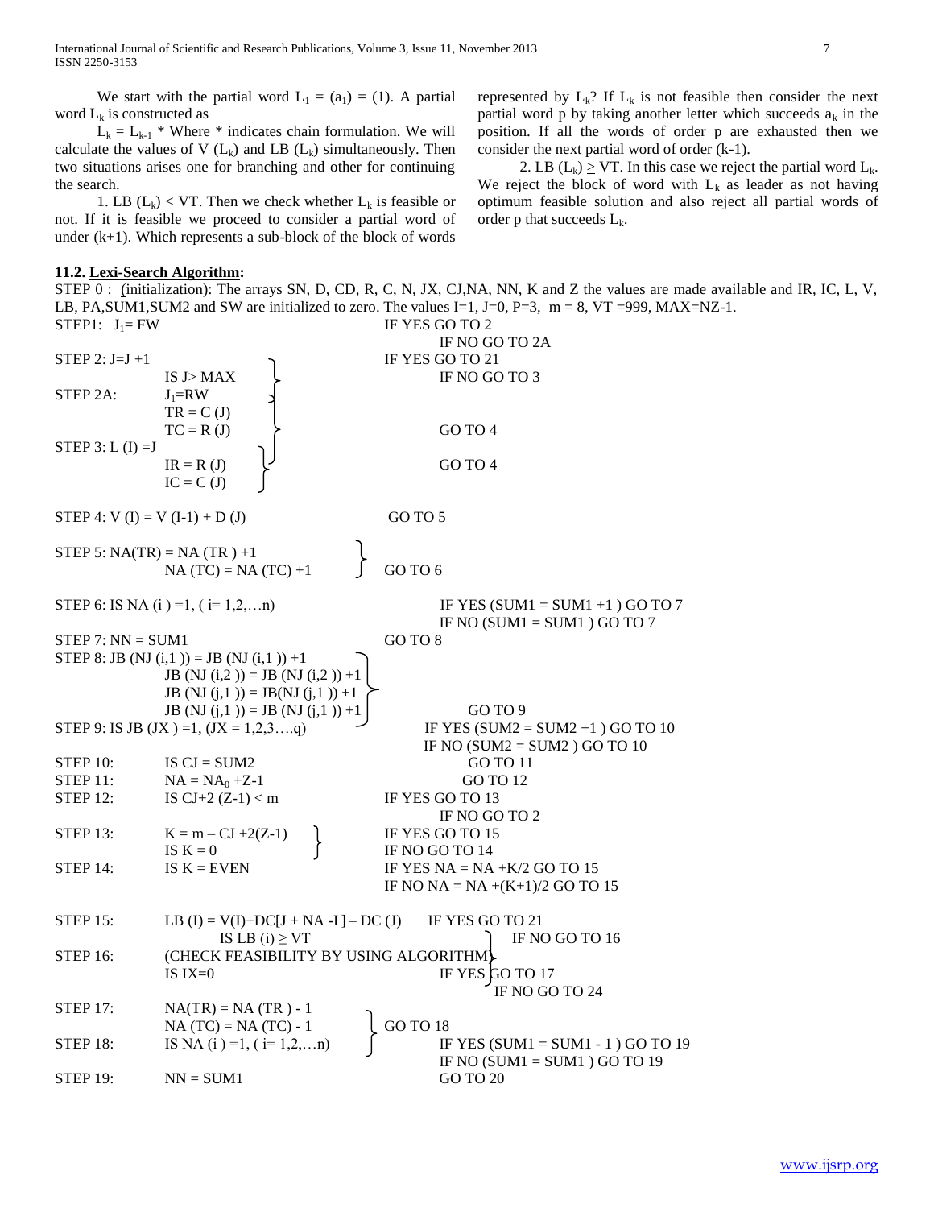We start with the partial word $L_1 = (a_1) = (1)$. A partial word $L_k$ is constructed as

$L_k = L_{k-1}$ * Where * indicates chain formulation. We will calculate the values of V ($L_k$) and LB ($L_k$) simultaneously. Then two situations arises one for branching and other for continuing the search.

1. LB ($L_k$) < VT. Then we check whether $L_k$ is feasible or not. If it is feasible we proceed to consider a partial word of under (k+1). Which represents a sub-block of the block of words represented by $L_k$? If $L_k$ is not feasible then consider the next partial word p by taking another letter which succeeds $a_k$ in the position. If all the words of order p are exhausted then we consider the next partial word of order (k-1).

2. LB ($L_k$) ≥ VT. In this case we reject the partial word $L_k$. We reject the block of word with $L_k$ as leader as not having optimum feasible solution and also reject all partial words of order p that succeeds $L_k$.

### 11.2. Lexi-Search Algorithm:

STEP 0 : (initialization): The arrays SN, D, CD, R, C, N, JX, CJ,NA, NN, K and Z the values are made available and IR, IC, L, V, LB, PA,SUM1,SUM2 and SW are initialized to zero. The values I=1, J=0, P=3, m = 8, VT =999, MAX=NZ-1.

```
STEP1:   J1= FW                                  IF YES GO TO 2
                                                 IF NO GO TO 2A
STEP 2:  J=J +1                                  IF YES GO TO 21
         IS J> MAX                               IF NO GO TO 3
STEP 2A: J1=RW
         TR = C (J)
         TC = R (J)                              GO TO 4
STEP 3:  L (I) =J
         IR = R (J)                              GO TO 4
         IC = C (J)

STEP 4:  V (I) = V (I-1) + D (J)                 GO TO 5

STEP 5:  NA(TR) = NA (TR ) +1
         NA (TC) = NA (TC) +1                    GO TO 6

STEP 6:  IS NA (i ) =1, ( i= 1,2,…n)             IF YES (SUM1 = SUM1 +1 ) GO TO 7
                                                 IF NO (SUM1 = SUM1 ) GO TO 7
STEP 7:  NN = SUM1                               GO TO 8
STEP 8:  JB (NJ (i,1 )) = JB (NJ (i,1 )) +1
         JB (NJ (i,2 )) = JB (NJ (i,2 )) +1
         JB (NJ (j,1 )) = JB(NJ (j,1 )) +1
         JB (NJ (j,1 )) = JB (NJ (j,1 )) +1      GO TO 9
STEP 9:  IS JB (JX ) =1, (JX = 1,2,3….q)         IF YES (SUM2 = SUM2 +1 ) GO TO 10
                                                 IF NO (SUM2 = SUM2 ) GO TO 10
STEP 10: IS CJ = SUM2                            GO TO 11
STEP 11: NA = NA0 +Z-1                           GO TO 12
STEP 12: IS CJ+2 (Z-1) < m                       IF YES GO TO 13
                                                 IF NO GO TO 2
STEP 13: K = m – CJ +2(Z-1)                      IF YES GO TO 15
         IS K = 0                                IF NO GO TO 14
STEP 14: IS K = EVEN                             IF YES NA = NA +K/2 GO TO 15
                                                 IF NO NA = NA +(K+1)/2 GO TO 15

STEP 15: LB (I) = V(I)+DC[J + NA -I ] – DC (J)   IF YES GO TO 21
         IS LB (i) ≥ VT                          IF NO GO TO 16
STEP 16: (CHECK FEASIBILITY BY USING ALGORITHM)
         IS IX=0                                 IF YES GO TO 17
                                                 IF NO GO TO 24
STEP 17: NA(TR) = NA (TR ) - 1
         NA (TC) = NA (TC) - 1                   GO TO 18
STEP 18: IS NA (i ) =1, ( i= 1,2,…n)             IF YES (SUM1 = SUM1 - 1 ) GO TO 19
                                                 IF NO (SUM1 = SUM1 ) GO TO 19
STEP 19: NN = SUM1                               GO TO 20
```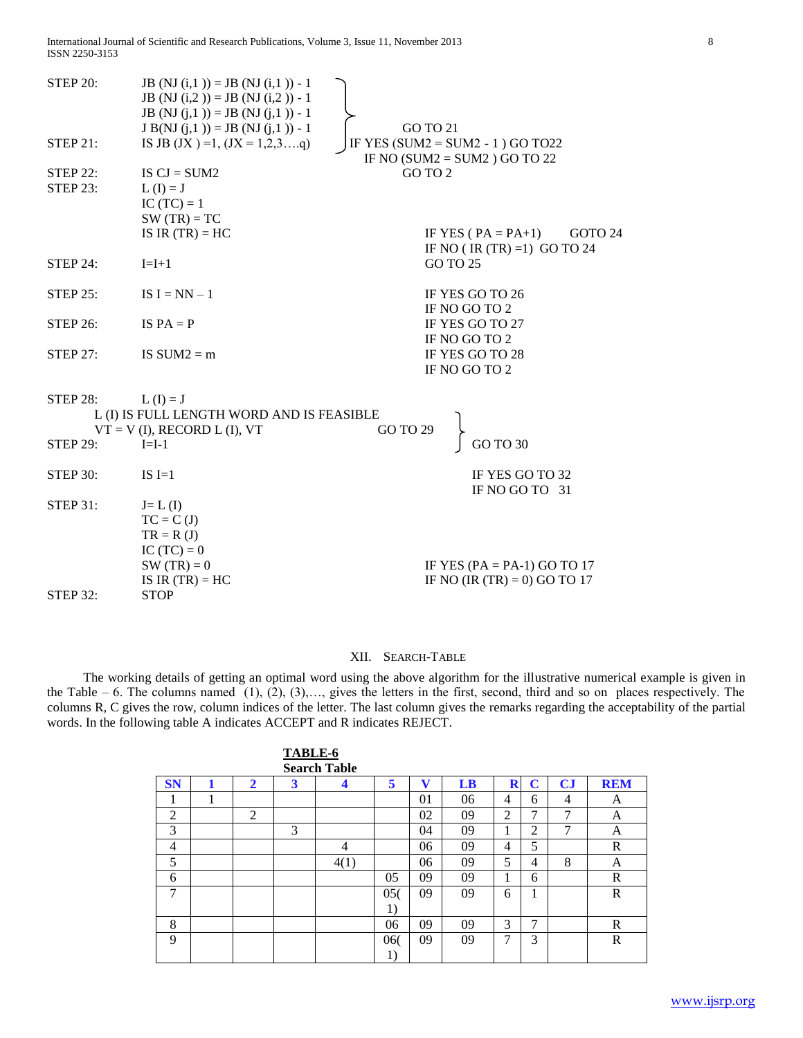STEP 20: JB (NJ (i,1 )) = JB (NJ (i,1 )) - 1
JB (NJ (i,2 )) = JB (NJ (i,2 )) - 1
JB (NJ (j,1 )) = JB (NJ (j,1 )) - 1
J B(NJ (j,1 )) = JB (NJ (j,1 )) - 1 } GO TO 21

STEP 21: IS JB (JX ) =1, (JX = 1,2,3….q) IF YES (SUM2 = SUM2 - 1 ) GO TO22
IF NO (SUM2 = SUM2 ) GO TO 22

STEP 22: IS CJ = SUM2 GO TO 2

STEP 23: L (I) = J
IC (TC) = 1
SW (TR) = TC
IS IR (TR) = HC IF YES ( PA = PA+1) GOTO 24
IF NO ( IR (TR) =1) GO TO 24

STEP 24: I=I+1 GO TO 25

STEP 25: IS I = NN – 1 IF YES GO TO 26
IF NO GO TO 2

STEP 26: IS PA = P IF YES GO TO 27
IF NO GO TO 2

STEP 27: IS SUM2 = m IF YES GO TO 28
IF NO GO TO 2

STEP 28: L (I) = J
L (I) IS FULL LENGTH WORD AND IS FEASIBLE
VT = V (I), RECORD L (I), VT GO TO 29 } GO TO 30

STEP 29: I=I-1

STEP 30: IS I=1 IF YES GO TO 32
IF NO GO TO 31

STEP 31: J= L (I)
TC = C (J)
TR = R (J)
IC (TC) = 0
SW (TR) = 0 IF YES (PA = PA-1) GO TO 17
IS IR (TR) = HC IF NO (IR (TR) = 0) GO TO 17

STEP 32: STOP

## XII. SEARCH-TABLE

The working details of getting an optimal word using the above algorithm for the illustrative numerical example is given in the Table – 6. The columns named (1), (2), (3),…, gives the letters in the first, second, third and so on places respectively. The columns R, C gives the row, column indices of the letter. The last column gives the remarks regarding the acceptability of the partial words. In the following table A indicates ACCEPT and R indicates REJECT.

**TABLE-6**
**Search Table**

| SN | 1 | 2 | 3 | 4 | 5 | V | LB | R | C | CJ | REM |
|---|---|---|---|---|---|---|---|---|---|---|---|
| 1 | 1 | | | | | 01 | 06 | 4 | 6 | 4 | A |
| 2 | | 2 | | | | 02 | 09 | 2 | 7 | 7 | A |
| 3 | | | 3 | | | 04 | 09 | 1 | 2 | 7 | A |
| 4 | | | | 4 | | 06 | 09 | 4 | 5 | | R |
| 5 | | | | 4(1) | | 06 | 09 | 5 | 4 | 8 | A |
| 6 | | | | | 05 | 09 | 09 | 1 | 6 | | R |
| 7 | | | | | 05(1) | 09 | 09 | 6 | 1 | | R |
| 8 | | | | | 06 | 09 | 09 | 3 | 7 | | R |
| 9 | | | | | 06(1) | 09 | 09 | 7 | 3 | | R |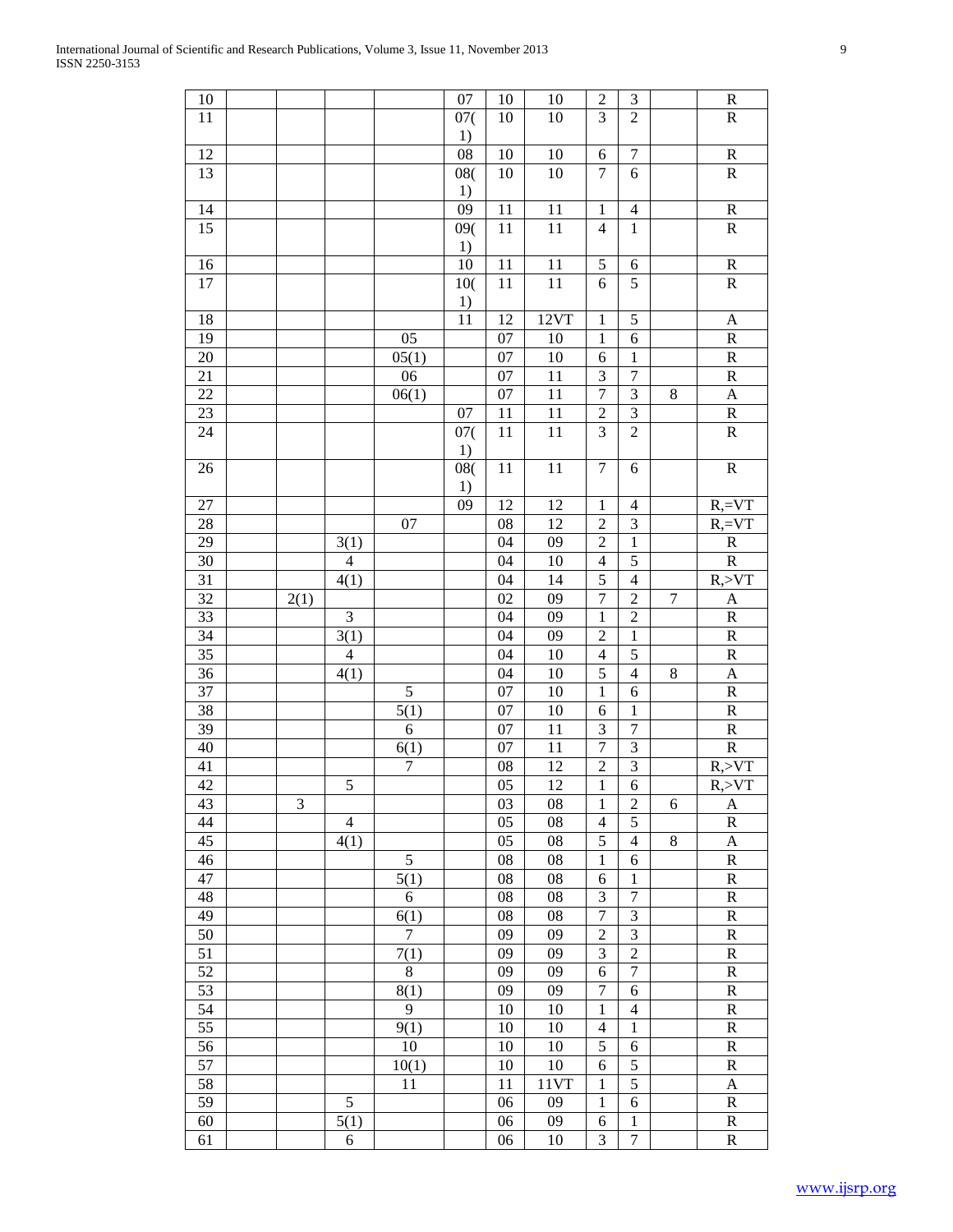| 10 | | | | | 07 | 10 | 10 | 2 | 3 | | R |
|---|---|---|---|---|---|---|---|---|---|---|---|
| 11 | | | | | 07(1) | 10 | 10 | 3 | 2 | | R |
| 12 | | | | | 08 | 10 | 10 | 6 | 7 | | R |
| 13 | | | | | 08(1) | 10 | 10 | 7 | 6 | | R |
| 14 | | | | | 09 | 11 | 11 | 1 | 4 | | R |
| 15 | | | | | 09(1) | 11 | 11 | 4 | 1 | | R |
| 16 | | | | | 10 | 11 | 11 | 5 | 6 | | R |
| 17 | | | | | 10(1) | 11 | 11 | 6 | 5 | | R |
| 18 | | | | | 11 | 12 | 12VT | 1 | 5 | | A |
| 19 | | | | 05 | | 07 | 10 | 1 | 6 | | R |
| 20 | | | | 05(1) | | 07 | 10 | 6 | 1 | | R |
| 21 | | | | 06 | | 07 | 11 | 3 | 7 | | R |
| 22 | | | | 06(1) | | 07 | 11 | 7 | 3 | 8 | A |
| 23 | | | | | 07 | 11 | 11 | 2 | 3 | | R |
| 24 | | | | | 07(1) | 11 | 11 | 3 | 2 | | R |
| 26 | | | | | 08(1) | 11 | 11 | 7 | 6 | | R |
| 27 | | | | | 09 | 12 | 12 | 1 | 4 | | R,=VT |
| 28 | | | | 07 | | 08 | 12 | 2 | 3 | | R,=VT |
| 29 | | | 3(1) | | | 04 | 09 | 2 | 1 | | R |
| 30 | | | 4 | | | 04 | 10 | 4 | 5 | | R |
| 31 | | | 4(1) | | | 04 | 14 | 5 | 4 | | R,>VT |
| 32 | | 2(1) | | | | 02 | 09 | 7 | 2 | 7 | A |
| 33 | | | 3 | | | 04 | 09 | 1 | 2 | | R |
| 34 | | | 3(1) | | | 04 | 09 | 2 | 1 | | R |
| 35 | | | 4 | | | 04 | 10 | 4 | 5 | | R |
| 36 | | | 4(1) | | | 04 | 10 | 5 | 4 | 8 | A |
| 37 | | | | 5 | | 07 | 10 | 1 | 6 | | R |
| 38 | | | | 5(1) | | 07 | 10 | 6 | 1 | | R |
| 39 | | | | 6 | | 07 | 11 | 3 | 7 | | R |
| 40 | | | | 6(1) | | 07 | 11 | 7 | 3 | | R |
| 41 | | | | 7 | | 08 | 12 | 2 | 3 | | R,>VT |
| 42 | | | 5 | | | 05 | 12 | 1 | 6 | | R,>VT |
| 43 | | 3 | | | | 03 | 08 | 1 | 2 | 6 | A |
| 44 | | | 4 | | | 05 | 08 | 4 | 5 | | R |
| 45 | | | 4(1) | | | 05 | 08 | 5 | 4 | 8 | A |
| 46 | | | | 5 | | 08 | 08 | 1 | 6 | | R |
| 47 | | | | 5(1) | | 08 | 08 | 6 | 1 | | R |
| 48 | | | | 6 | | 08 | 08 | 3 | 7 | | R |
| 49 | | | | 6(1) | | 08 | 08 | 7 | 3 | | R |
| 50 | | | | 7 | | 09 | 09 | 2 | 3 | | R |
| 51 | | | | 7(1) | | 09 | 09 | 3 | 2 | | R |
| 52 | | | | 8 | | 09 | 09 | 6 | 7 | | R |
| 53 | | | | 8(1) | | 09 | 09 | 7 | 6 | | R |
| 54 | | | | 9 | | 10 | 10 | 1 | 4 | | R |
| 55 | | | | 9(1) | | 10 | 10 | 4 | 1 | | R |
| 56 | | | | 10 | | 10 | 10 | 5 | 6 | | R |
| 57 | | | | 10(1) | | 10 | 10 | 6 | 5 | | R |
| 58 | | | | 11 | | 11 | 11VT | 1 | 5 | | A |
| 59 | | | 5 | | | 06 | 09 | 1 | 6 | | R |
| 60 | | | 5(1) | | | 06 | 09 | 6 | 1 | | R |
| 61 | | | 6 | | | 06 | 10 | 3 | 7 | | R |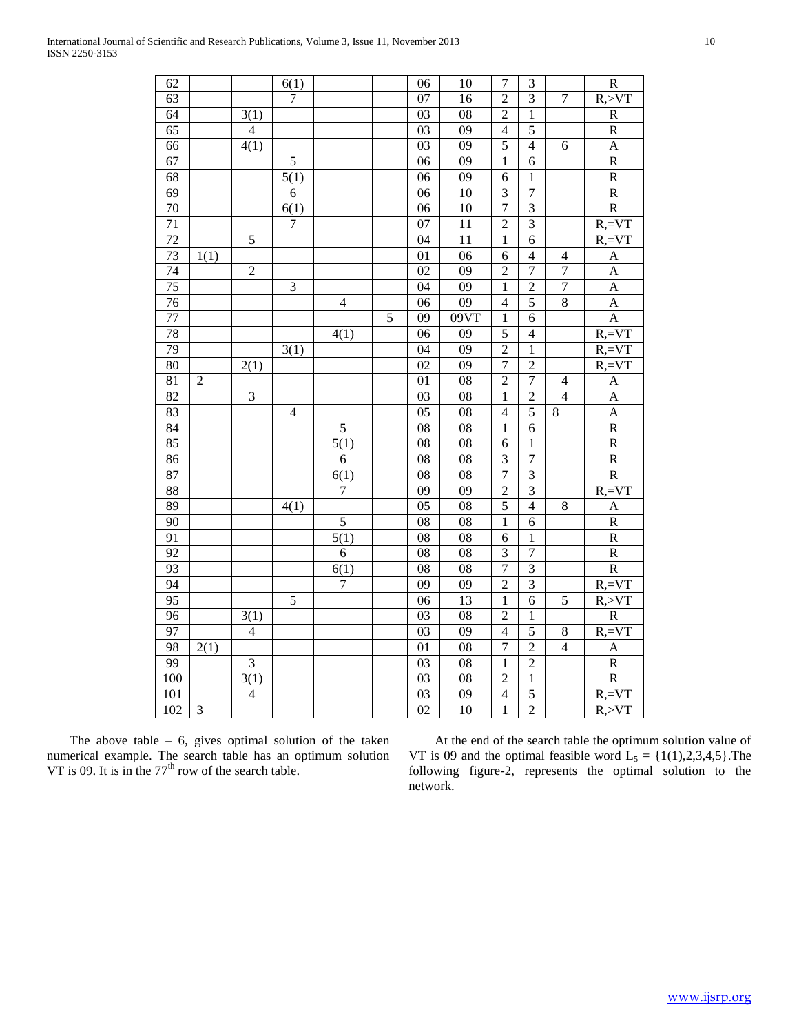| 62 | | | 6(1) | | | 06 | 10 | 7 | 3 | | R |
|---|---|---|---|---|---|---|---|---|---|---|---|
| 63 | | | 7 | | | 07 | 16 | 2 | 3 | 7 | R,>VT |
| 64 | | 3(1) | | | | 03 | 08 | 2 | 1 | | R |
| 65 | | 4 | | | | 03 | 09 | 4 | 5 | | R |
| 66 | | 4(1) | | | | 03 | 09 | 5 | 4 | 6 | A |
| 67 | | | 5 | | | 06 | 09 | 1 | 6 | | R |
| 68 | | | 5(1) | | | 06 | 09 | 6 | 1 | | R |
| 69 | | | 6 | | | 06 | 10 | 3 | 7 | | R |
| 70 | | | 6(1) | | | 06 | 10 | 7 | 3 | | R |
| 71 | | | 7 | | | 07 | 11 | 2 | 3 | | R,=VT |
| 72 | | 5 | | | | 04 | 11 | 1 | 6 | | R,=VT |
| 73 | 1(1) | | | | | 01 | 06 | 6 | 4 | 4 | A |
| 74 | | 2 | | | | 02 | 09 | 2 | 7 | 7 | A |
| 75 | | | 3 | | | 04 | 09 | 1 | 2 | 7 | A |
| 76 | | | | 4 | | 06 | 09 | 4 | 5 | 8 | A |
| 77 | | | | | 5 | 09 | 09VT | 1 | 6 | | A |
| 78 | | | | 4(1) | | 06 | 09 | 5 | 4 | | R,=VT |
| 79 | | | 3(1) | | | 04 | 09 | 2 | 1 | | R,=VT |
| 80 | | 2(1) | | | | 02 | 09 | 7 | 2 | | R,=VT |
| 81 | 2 | | | | | 01 | 08 | 2 | 7 | 4 | A |
| 82 | | 3 | | | | 03 | 08 | 1 | 2 | 4 | A |
| 83 | | | 4 | | | 05 | 08 | 4 | 5 | 8 | A |
| 84 | | | | 5 | | 08 | 08 | 1 | 6 | | R |
| 85 | | | | 5(1) | | 08 | 08 | 6 | 1 | | R |
| 86 | | | | 6 | | 08 | 08 | 3 | 7 | | R |
| 87 | | | | 6(1) | | 08 | 08 | 7 | 3 | | R |
| 88 | | | | 7 | | 09 | 09 | 2 | 3 | | R,=VT |
| 89 | | | 4(1) | | | 05 | 08 | 5 | 4 | 8 | A |
| 90 | | | | 5 | | 08 | 08 | 1 | 6 | | R |
| 91 | | | | 5(1) | | 08 | 08 | 6 | 1 | | R |
| 92 | | | | 6 | | 08 | 08 | 3 | 7 | | R |
| 93 | | | | 6(1) | | 08 | 08 | 7 | 3 | | R |
| 94 | | | | 7 | | 09 | 09 | 2 | 3 | | R,=VT |
| 95 | | | 5 | | | 06 | 13 | 1 | 6 | 5 | R,>VT |
| 96 | | 3(1) | | | | 03 | 08 | 2 | 1 | | R |
| 97 | | 4 | | | | 03 | 09 | 4 | 5 | 8 | R,=VT |
| 98 | 2(1) | | | | | 01 | 08 | 7 | 2 | 4 | A |
| 99 | | 3 | | | | 03 | 08 | 1 | 2 | | R |
| 100 | | 3(1) | | | | 03 | 08 | 2 | 1 | | R |
| 101 | | 4 | | | | 03 | 09 | 4 | 5 | | R,=VT |
| 102 | 3 | | | | | 02 | 10 | 1 | 2 | | R,>VT |

The above table – 6, gives optimal solution of the taken numerical example. The search table has an optimum solution VT is 09. It is in the 77[th] row of the search table.

At the end of the search table the optimum solution value of VT is 09 and the optimal feasible word $L_5$ = {1(1),2,3,4,5}.The following figure-2, represents the optimal solution to the network.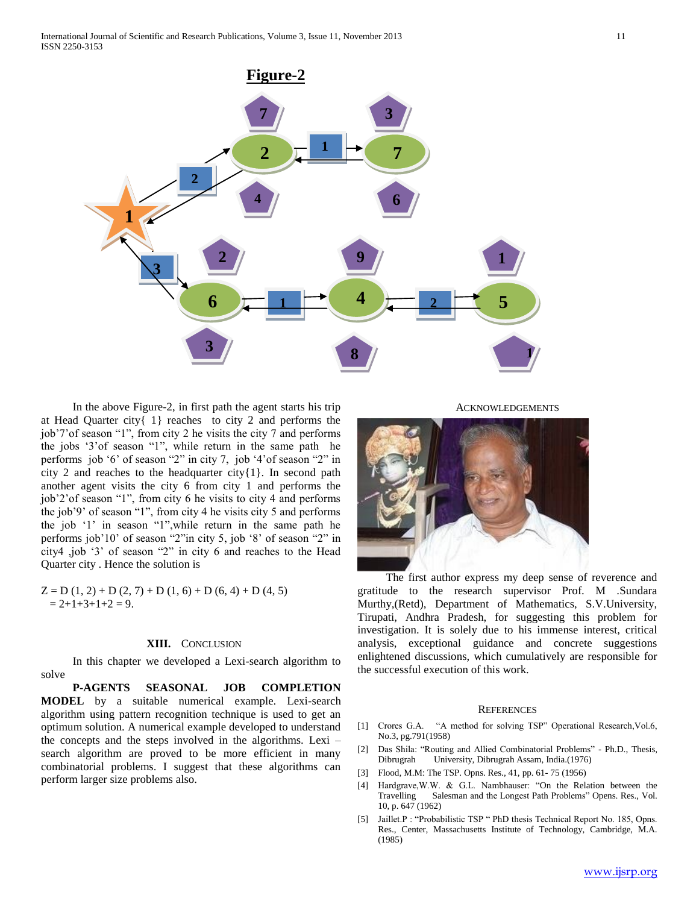**Figure-2**

In the above Figure-2, in first path the agent starts his trip at Head Quarter city{ 1} reaches to city 2 and performs the job'7'of season "1", from city 2 he visits the city 7 and performs the jobs '3'of season "1", while return in the same path he performs job '6' of season "2" in city 7, job '4'of season "2" in city 2 and reaches to the headquarter city{1}. In second path another agent visits the city 6 from city 1 and performs the job'2'of season "1", from city 6 he visits to city 4 and performs the job'9' of season "1", from city 4 he visits city 5 and performs the job '1' in season "1",while return in the same path he performs job'10' of season "2"in city 5, job '8' of season "2" in city4 ,job '3' of season "2" in city 6 and reaches to the Head Quarter city . Hence the solution is

$$Z = D(1, 2) + D(2, 7) + D(1, 6) + D(6, 4) + D(4, 5)$$
$$= 2+1+3+1+2 = 9.$$

## XIII. Conclusion

In this chapter we developed a Lexi-search algorithm to solve

**P-AGENTS SEASONAL JOB COMPLETION MODEL** by a suitable numerical example. Lexi-search algorithm using pattern recognition technique is used to get an optimum solution. A numerical example developed to understand the concepts and the steps involved in the algorithms. Lexi – search algorithm are proved to be more efficient in many combinatorial problems. I suggest that these algorithms can perform larger size problems also.

## Acknowledgements

The first author express my deep sense of reverence and gratitude to the research supervisor Prof. M .Sundara Murthy,(Retd), Department of Mathematics, S.V.University, Tirupati, Andhra Pradesh, for suggesting this problem for investigation. It is solely due to his immense interest, critical analysis, exceptional guidance and concrete suggestions enlightened discussions, which cumulatively are responsible for the successful execution of this work.

## References

[1] Crores G.A. "A method for solving TSP" Operational Research,Vol.6, No.3, pg.791(1958)

[2] Das Shila: "Routing and Allied Combinatorial Problems" - Ph.D., Thesis, Dibrugrah University, Dibrugrah Assam, India.(1976)

[3] Flood, M.M: The TSP. Opns. Res., 41, pp. 61- 75 (1956)

[4] Hardgrave,W.W. & G.L. Nambhauser: "On the Relation between the Travelling Salesman and the Longest Path Problems" Opens. Res., Vol. 10, p. 647 (1962)

[5] Jaillet.P : "Probabilistic TSP " PhD thesis Technical Report No. 185, Opns. Res., Center, Massachusetts Institute of Technology, Cambridge, M.A. (1985)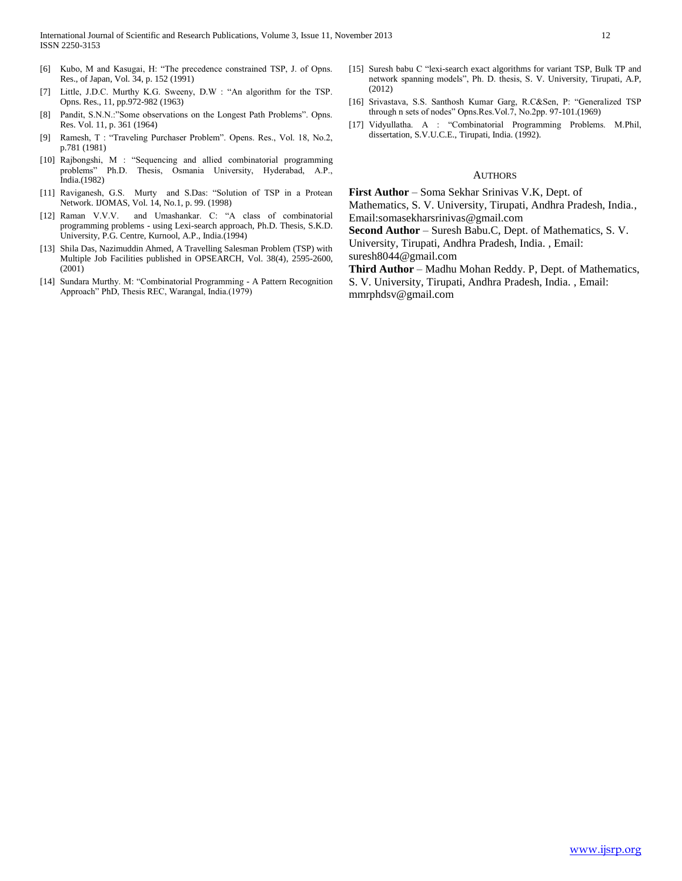[6] Kubo, M and Kasugai, H: "The precedence constrained TSP, J. of Opns. Res., of Japan, Vol. 34, p. 152 (1991)

[7] Little, J.D.C. Murthy K.G. Sweeny, D.W : "An algorithm for the TSP. Opns. Res., 11, pp.972-982 (1963)

[8] Pandit, S.N.N.:"Some observations on the Longest Path Problems". Opns. Res. Vol. 11, p. 361 (1964)

[9] Ramesh, T : "Traveling Purchaser Problem". Opens. Res., Vol. 18, No.2, p.781 (1981)

[10] Rajbongshi, M : "Sequencing and allied combinatorial programming problems" Ph.D. Thesis, Osmania University, Hyderabad, A.P., India.(1982)

[11] Raviganesh, G.S. Murty and S.Das: "Solution of TSP in a Protean Network. IJOMAS, Vol. 14, No.1, p. 99. (1998)

[12] Raman V.V.V. and Umashankar. C: "A class of combinatorial programming problems - using Lexi-search approach, Ph.D. Thesis, S.K.D. University, P.G. Centre, Kurnool, A.P., India.(1994)

[13] Shila Das, Nazimuddin Ahmed, A Travelling Salesman Problem (TSP) with Multiple Job Facilities published in OPSEARCH, Vol. 38(4), 2595-2600, (2001)

[14] Sundara Murthy. M: "Combinatorial Programming - A Pattern Recognition Approach" PhD, Thesis REC, Warangal, India.(1979)

[15] Suresh babu C "lexi-search exact algorithms for variant TSP, Bulk TP and network spanning models", Ph. D. thesis, S. V. University, Tirupati, A.P, (2012)

[16] Srivastava, S.S. Santhosh Kumar Garg, R.C&Sen, P: "Generalized TSP through n sets of nodes" Opns.Res.Vol.7, No.2pp. 97-101.(1969)

[17] Vidyullatha. A : "Combinatorial Programming Problems. M.Phil, dissertation, S.V.U.C.E., Tirupati, India. (1992).

## AUTHORS

**First Author** – Soma Sekhar Srinivas V.K, Dept. of Mathematics, S. V. University, Tirupati, Andhra Pradesh, India., Email:somasekharsrinivas@gmail.com

**Second Author** – Suresh Babu.C, Dept. of Mathematics, S. V. University, Tirupati, Andhra Pradesh, India. , Email: suresh8044@gmail.com

**Third Author** – Madhu Mohan Reddy. P, Dept. of Mathematics, S. V. University, Tirupati, Andhra Pradesh, India. , Email: mmrphdsv@gmail.com